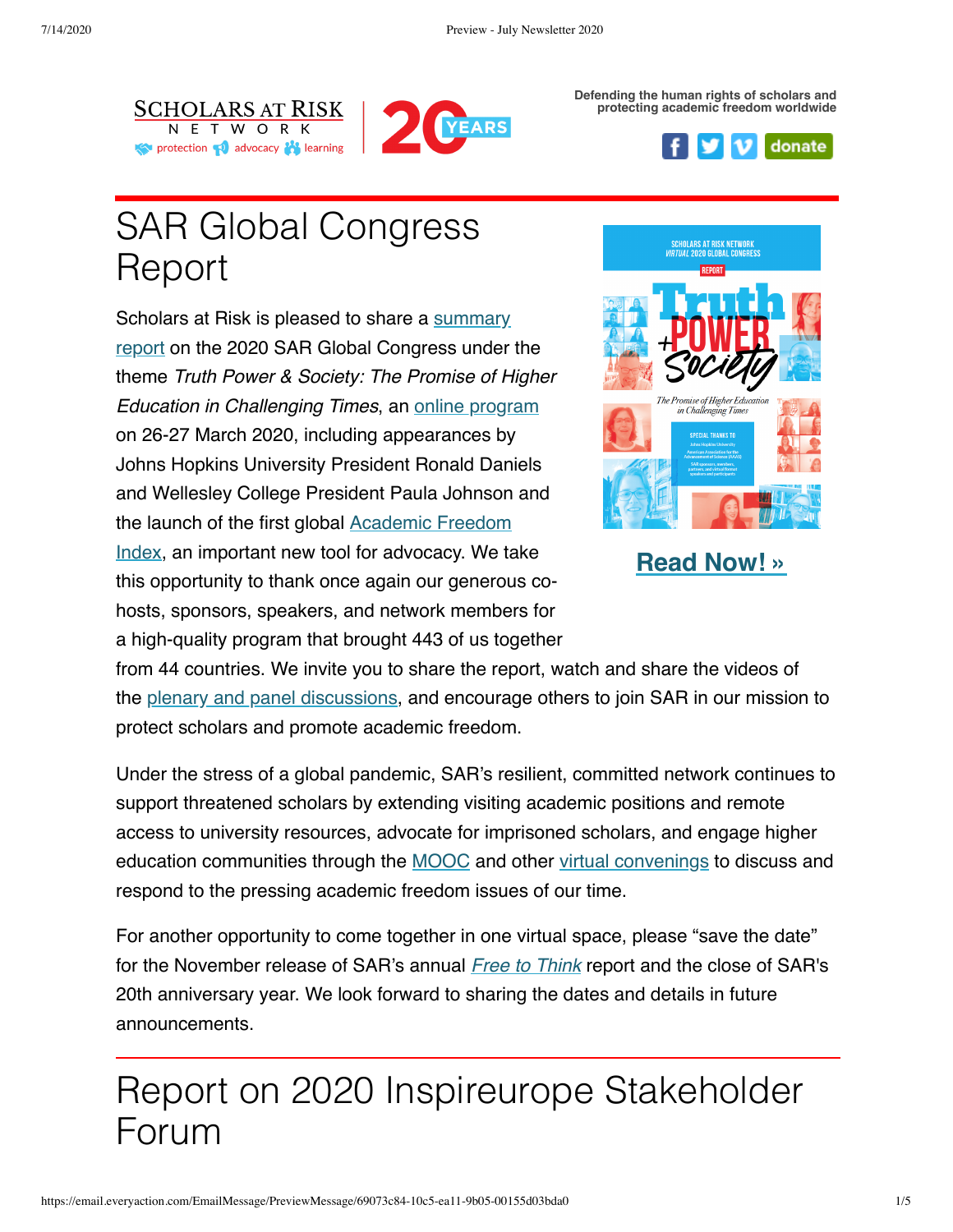Defending the human rights of scholars and protecting academic freedom worldwide

donate

# SAR Global Congress Report

Scholars at Risk is pleased to share a summary report on the 2020 SAR Global Congress under the theme *Truth Power & Society: The Promise of Higher Education in Challenging Times*, an online program on 26-27 March 2020, including appearances by Johns Hopkins University President Ronald Daniels and Wellesley College President Paula Johnson and the launch of the first global Academic Freedom Index, an important new tool for advocacy. We take this opportunity to thank once again our generous co-hosts, sponsors, speakers, and network members for a high-quality program that brought 443 of us together from 44 countries. We invite you to share the report, watch and share the videos of the plenary and panel discussions, and encourage others to join SAR in our mission to protect scholars and promote academic freedom.

**Read Now! »**

Under the stress of a global pandemic, SAR's resilient, committed network continues to support threatened scholars by extending visiting academic positions and remote access to university resources, advocate for imprisoned scholars, and engage higher education communities through the MOOC and other virtual convenings to discuss and respond to the pressing academic freedom issues of our time.

For another opportunity to come together in one virtual space, please "save the date" for the November release of SAR's annual *Free to Think* report and the close of SAR's 20th anniversary year. We look forward to sharing the dates and details in future announcements.

# Report on 2020 Inspireurope Stakeholder Forum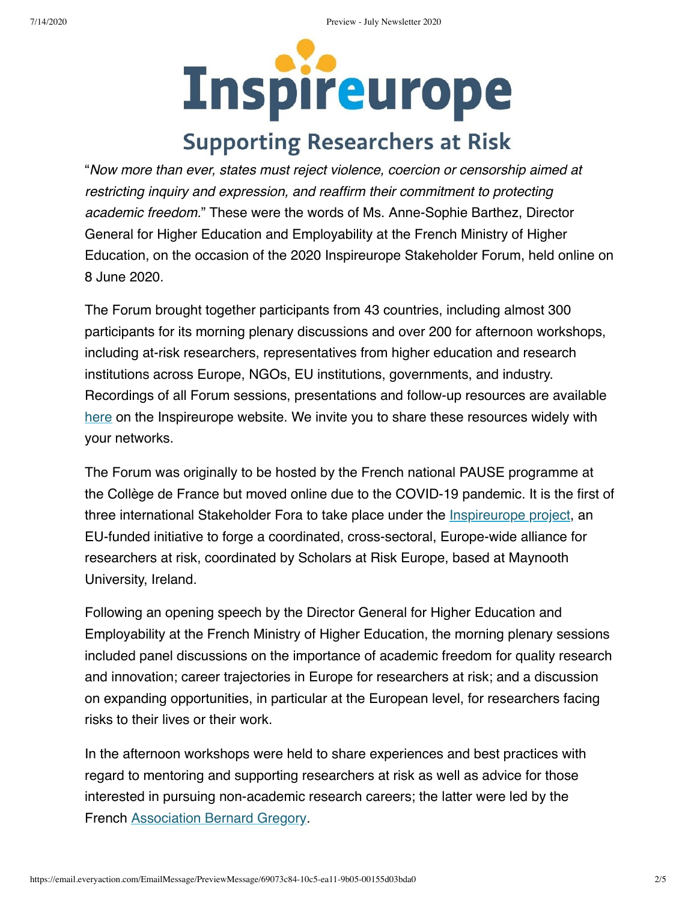# Inspireurope

## Supporting Researchers at Risk

"*Now more than ever, states must reject violence, coercion or censorship aimed at restricting inquiry and expression, and reaffirm their commitment to protecting academic freedom.*" These were the words of Ms. Anne-Sophie Barthez, Director General for Higher Education and Employability at the French Ministry of Higher Education, on the occasion of the 2020 Inspireurope Stakeholder Forum, held online on 8 June 2020.

The Forum brought together participants from 43 countries, including almost 300 participants for its morning plenary discussions and over 200 for afternoon workshops, including at-risk researchers, representatives from higher education and research institutions across Europe, NGOs, EU institutions, governments, and industry. Recordings of all Forum sessions, presentations and follow-up resources are available here on the Inspireurope website. We invite you to share these resources widely with your networks.

The Forum was originally to be hosted by the French national PAUSE programme at the Collège de France but moved online due to the COVID-19 pandemic. It is the first of three international Stakeholder Fora to take place under the Inspireurope project, an EU-funded initiative to forge a coordinated, cross-sectoral, Europe-wide alliance for researchers at risk, coordinated by Scholars at Risk Europe, based at Maynooth University, Ireland.

Following an opening speech by the Director General for Higher Education and Employability at the French Ministry of Higher Education, the morning plenary sessions included panel discussions on the importance of academic freedom for quality research and innovation; career trajectories in Europe for researchers at risk; and a discussion on expanding opportunities, in particular at the European level, for researchers facing risks to their lives or their work.

In the afternoon workshops were held to share experiences and best practices with regard to mentoring and supporting researchers at risk as well as advice for those interested in pursuing non-academic research careers; the latter were led by the French Association Bernard Gregory.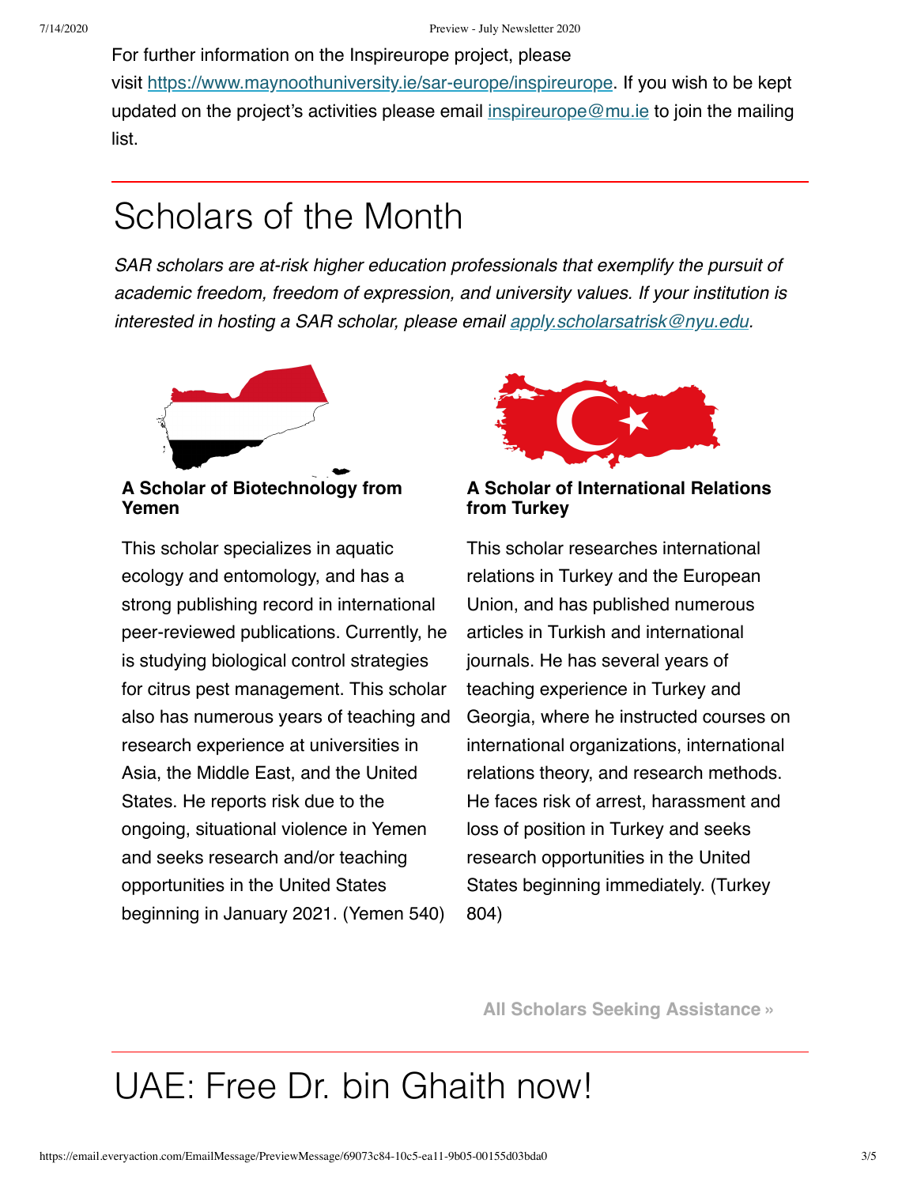For further information on the Inspireurope project, please visit [https://www.maynoothuniversity.ie/sar-europe/inspireurope](https://www.maynoothuniversity.ie/sar-europe/inspireurope). If you wish to be kept updated on the project's activities please email [inspireurope@mu.ie](mailto:inspireurope@mu.ie) to join the mailing list.

# Scholars of the Month

*SAR scholars are at-risk higher education professionals that exemplify the pursuit of academic freedom, freedom of expression, and university values. If your institution is interested in hosting a SAR scholar, please email [apply.scholarsatrisk@nyu.edu](mailto:apply.scholarsatrisk@nyu.edu).*

**A Scholar of Biotechnology from Yemen**

This scholar specializes in aquatic ecology and entomology, and has a strong publishing record in international peer-reviewed publications. Currently, he is studying biological control strategies for citrus pest management. This scholar also has numerous years of teaching and research experience at universities in Asia, the Middle East, and the United States. He reports risk due to the ongoing, situational violence in Yemen and seeks research and/or teaching opportunities in the United States beginning in January 2021. (Yemen 540)

**A Scholar of International Relations from Turkey**

This scholar researches international relations in Turkey and the European Union, and has published numerous articles in Turkish and international journals. He has several years of teaching experience in Turkey and Georgia, where he instructed courses on international organizations, international relations theory, and research methods. He faces risk of arrest, harassment and loss of position in Turkey and seeks research opportunities in the United States beginning immediately. (Turkey 804)

**All Scholars Seeking Assistance »**

# UAE: Free Dr. bin Ghaith now!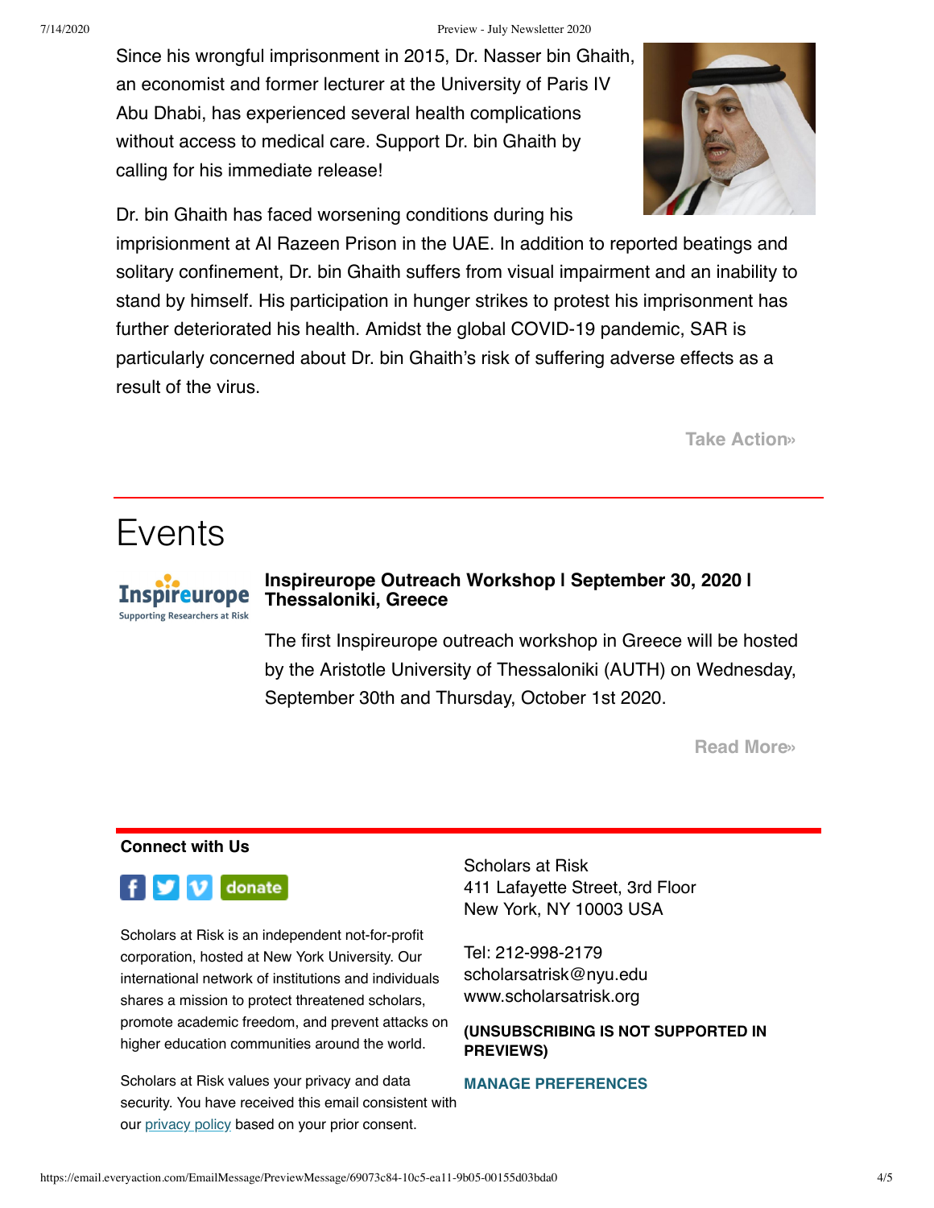Since his wrongful imprisonment in 2015, Dr. Nasser bin Ghaith, an economist and former lecturer at the University of Paris IV Abu Dhabi, has experienced several health complications without access to medical care. Support Dr. bin Ghaith by calling for his immediate release!

Dr. bin Ghaith has faced worsening conditions during his imprisionment at Al Razeen Prison in the UAE. In addition to reported beatings and solitary confinement, Dr. bin Ghaith suffers from visual impairment and an inability to stand by himself. His participation in hunger strikes to protest his imprisonment has further deteriorated his health. Amidst the global COVID-19 pandemic, SAR is particularly concerned about Dr. bin Ghaith's risk of suffering adverse effects as a result of the virus.

**Take Action»**

# Events

Inspireurope
Supporting Researchers at Risk

**Inspireurope Outreach Workshop I September 30, 2020 I Thessaloniki, Greece**

The first Inspireurope outreach workshop in Greece will be hosted by the Aristotle University of Thessaloniki (AUTH) on Wednesday, September 30th and Thursday, October 1st 2020.

**Read More»**

**Connect with Us**

donate

Scholars at Risk is an independent not-for-profit corporation, hosted at New York University. Our international network of institutions and individuals shares a mission to protect threatened scholars, promote academic freedom, and prevent attacks on higher education communities around the world.

Scholars at Risk values your privacy and data security. You have received this email consistent with our privacy policy based on your prior consent.

Scholars at Risk
411 Lafayette Street, 3rd Floor
New York, NY 10003 USA

Tel: 212-998-2179
scholarsatrisk@nyu.edu
www.scholarsatrisk.org

**(UNSUBSCRIBING IS NOT SUPPORTED IN PREVIEWS)**

**MANAGE PREFERENCES**